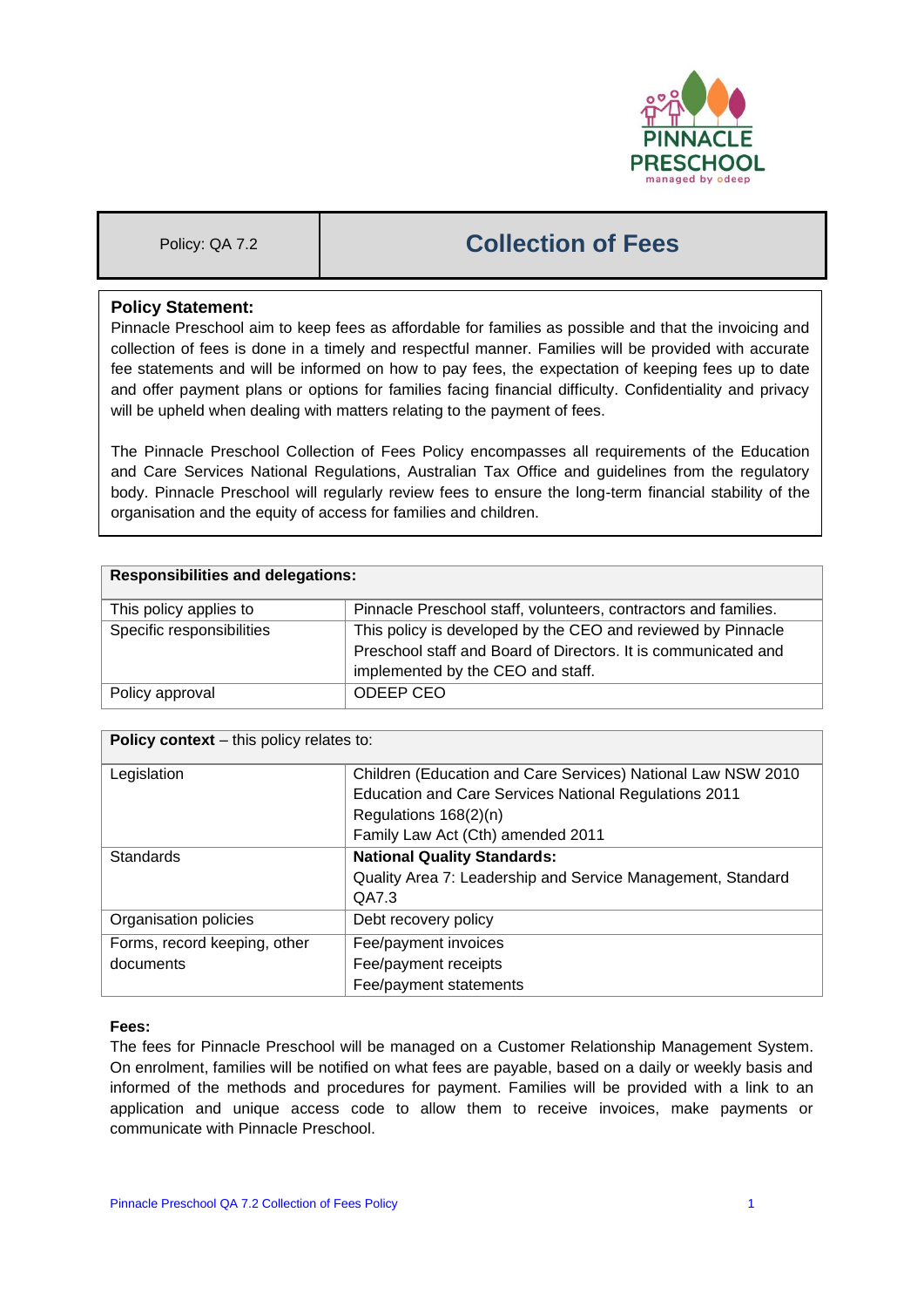| Policy: QA 7.2 | Collection of Fees |
|---|---|

**Policy Statement:**

Pinnacle Preschool aim to keep fees as affordable for families as possible and that the invoicing and collection of fees is done in a timely and respectful manner. Families will be provided with accurate fee statements and will be informed on how to pay fees, the expectation of keeping fees up to date and offer payment plans or options for families facing financial difficulty. Confidentiality and privacy will be upheld when dealing with matters relating to the payment of fees.

The Pinnacle Preschool Collection of Fees Policy encompasses all requirements of the Education and Care Services National Regulations, Australian Tax Office and guidelines from the regulatory body. Pinnacle Preschool will regularly review fees to ensure the long-term financial stability of the organisation and the equity of access for families and children.

| **Responsibilities and delegations:** | |
|---|---|
| This policy applies to | Pinnacle Preschool staff, volunteers, contractors and families. |
| Specific responsibilities | This policy is developed by the CEO and reviewed by Pinnacle Preschool staff and Board of Directors. It is communicated and implemented by the CEO and staff. |
| Policy approval | ODEEP CEO |

| **Policy context** – this policy relates to: | |
|---|---|
| Legislation | Children (Education and Care Services) National Law NSW 2010<br>Education and Care Services National Regulations 2011<br>Regulations 168(2)(n)<br>Family Law Act (Cth) amended 2011 |
| Standards | **National Quality Standards:**<br>Quality Area 7: Leadership and Service Management, Standard QA7.3 |
| Organisation policies | Debt recovery policy |
| Forms, record keeping, other documents | Fee/payment invoices<br>Fee/payment receipts<br>Fee/payment statements |

**Fees:**

The fees for Pinnacle Preschool will be managed on a Customer Relationship Management System. On enrolment, families will be notified on what fees are payable, based on a daily or weekly basis and informed of the methods and procedures for payment. Families will be provided with a link to an application and unique access code to allow them to receive invoices, make payments or communicate with Pinnacle Preschool.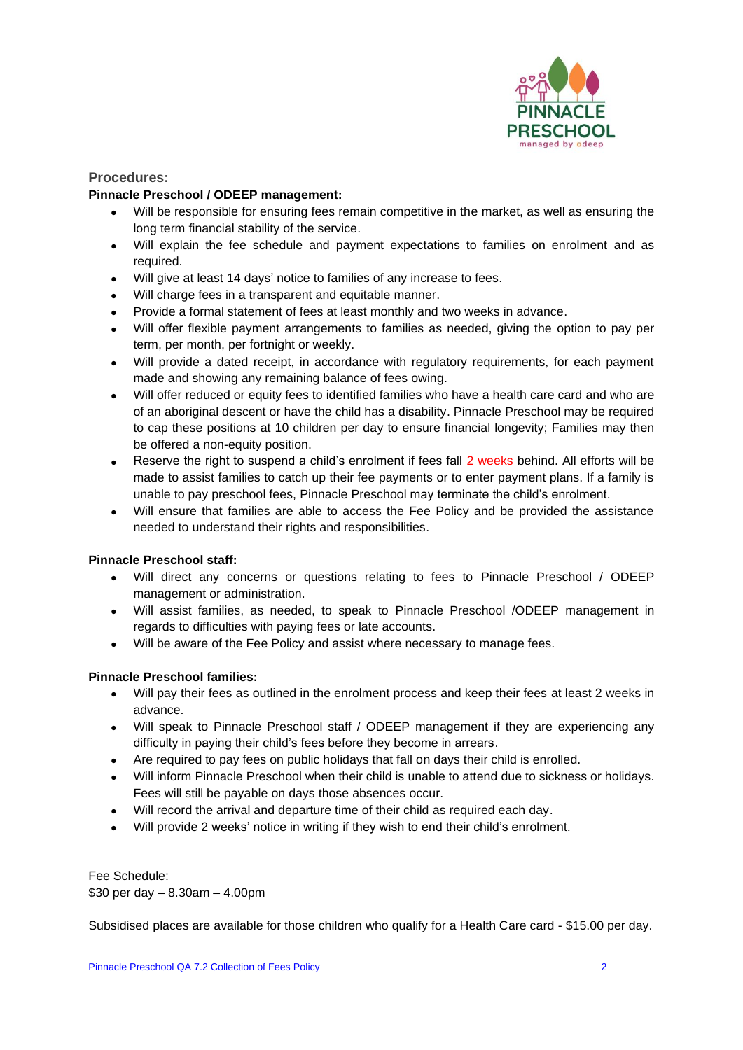### Procedures:

**Pinnacle Preschool / ODEEP management:**

- Will be responsible for ensuring fees remain competitive in the market, as well as ensuring the long term financial stability of the service.
- Will explain the fee schedule and payment expectations to families on enrolment and as required.
- Will give at least 14 days' notice to families of any increase to fees.
- Will charge fees in a transparent and equitable manner.
- Provide a formal statement of fees at least monthly and two weeks in advance.
- Will offer flexible payment arrangements to families as needed, giving the option to pay per term, per month, per fortnight or weekly.
- Will provide a dated receipt, in accordance with regulatory requirements, for each payment made and showing any remaining balance of fees owing.
- Will offer reduced or equity fees to identified families who have a health care card and who are of an aboriginal descent or have the child has a disability. Pinnacle Preschool may be required to cap these positions at 10 children per day to ensure financial longevity; Families may then be offered a non-equity position.
- Reserve the right to suspend a child's enrolment if fees fall 2 weeks behind. All efforts will be made to assist families to catch up their fee payments or to enter payment plans. If a family is unable to pay preschool fees, Pinnacle Preschool may terminate the child's enrolment.
- Will ensure that families are able to access the Fee Policy and be provided the assistance needed to understand their rights and responsibilities.

**Pinnacle Preschool staff:**

- Will direct any concerns or questions relating to fees to Pinnacle Preschool / ODEEP management or administration.
- Will assist families, as needed, to speak to Pinnacle Preschool /ODEEP management in regards to difficulties with paying fees or late accounts.
- Will be aware of the Fee Policy and assist where necessary to manage fees.

**Pinnacle Preschool families:**

- Will pay their fees as outlined in the enrolment process and keep their fees at least 2 weeks in advance.
- Will speak to Pinnacle Preschool staff / ODEEP management if they are experiencing any difficulty in paying their child's fees before they become in arrears.
- Are required to pay fees on public holidays that fall on days their child is enrolled.
- Will inform Pinnacle Preschool when their child is unable to attend due to sickness or holidays. Fees will still be payable on days those absences occur.
- Will record the arrival and departure time of their child as required each day.
- Will provide 2 weeks' notice in writing if they wish to end their child's enrolment.

Fee Schedule:
$30 per day – 8.30am – 4.00pm

Subsidised places are available for those children who qualify for a Health Care card - $15.00 per day.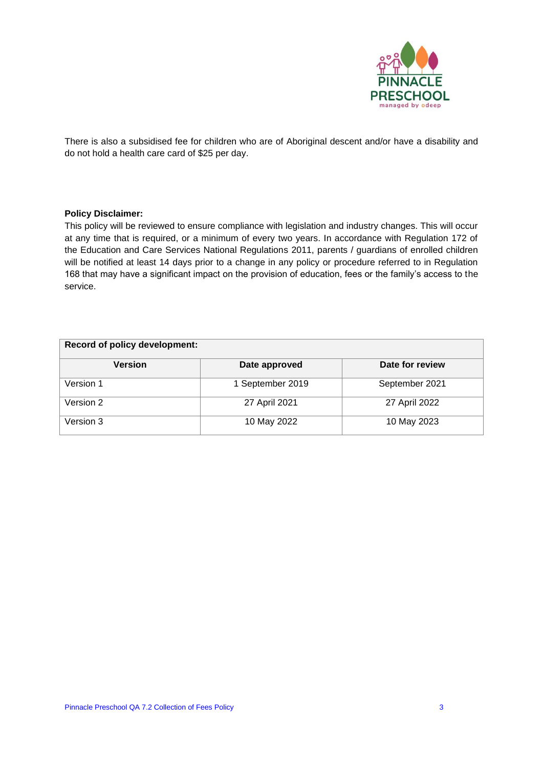There is also a subsidised fee for children who are of Aboriginal descent and/or have a disability and do not hold a health care card of $25 per day.

**Policy Disclaimer:**

This policy will be reviewed to ensure compliance with legislation and industry changes. This will occur at any time that is required, or a minimum of every two years. In accordance with Regulation 172 of the Education and Care Services National Regulations 2011, parents / guardians of enrolled children will be notified at least 14 days prior to a change in any policy or procedure referred to in Regulation 168 that may have a significant impact on the provision of education, fees or the family's access to the service.

| **Record of policy development:** | | |
|---|---|---|
| **Version** | **Date approved** | **Date for review** |
| Version 1 | 1 September 2019 | September 2021 |
| Version 2 | 27 April 2021 | 27 April 2022 |
| Version 3 | 10 May 2022 | 10 May 2023 |